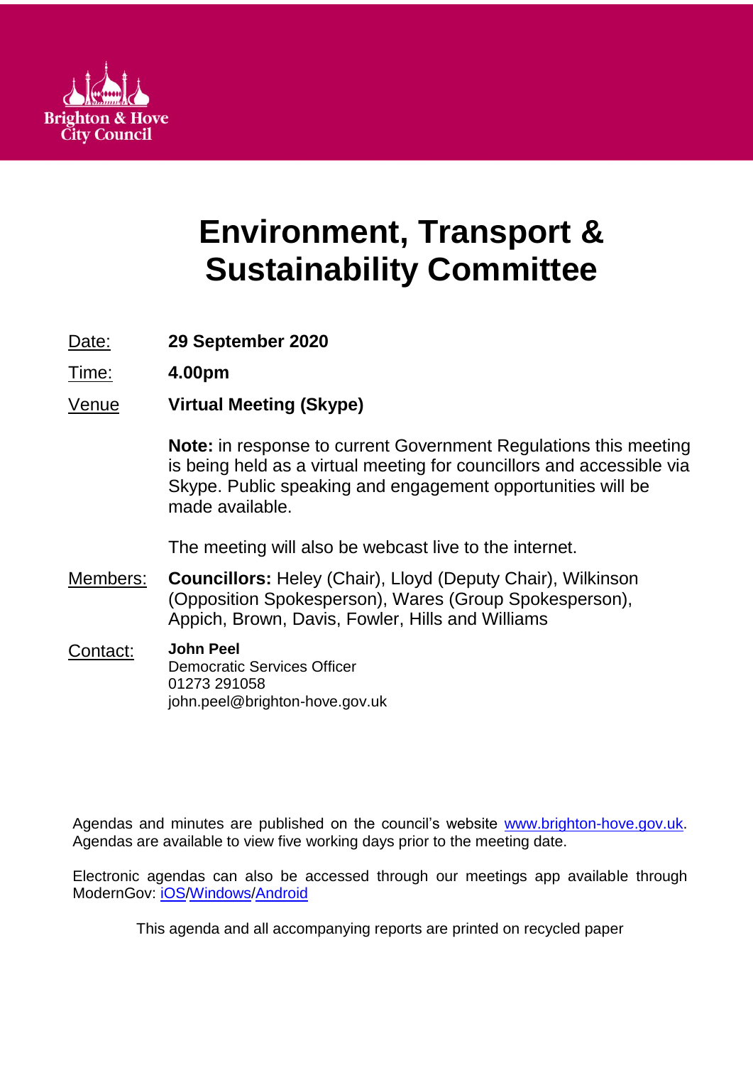Brighton & Hove City Council

# Environment, Transport & Sustainability Committee

Date: **29 September 2020**

Time: **4.00pm**

Venue **Virtual Meeting (Skype)**

**Note:** in response to current Government Regulations this meeting is being held as a virtual meeting for councillors and accessible via Skype. Public speaking and engagement opportunities will be made available.

The meeting will also be webcast live to the internet.

Members: **Councillors:** Heley (Chair), Lloyd (Deputy Chair), Wilkinson (Opposition Spokesperson), Wares (Group Spokesperson), Appich, Brown, Davis, Fowler, Hills and Williams

Contact: **John Peel**
Democratic Services Officer
01273 291058
john.peel@brighton-hove.gov.uk

Agendas and minutes are published on the council's website [www.brighton-hove.gov.uk](www.brighton-hove.gov.uk). Agendas are available to view five working days prior to the meeting date.

Electronic agendas can also be accessed through our meetings app available through ModernGov: iOS/Windows/Android

This agenda and all accompanying reports are printed on recycled paper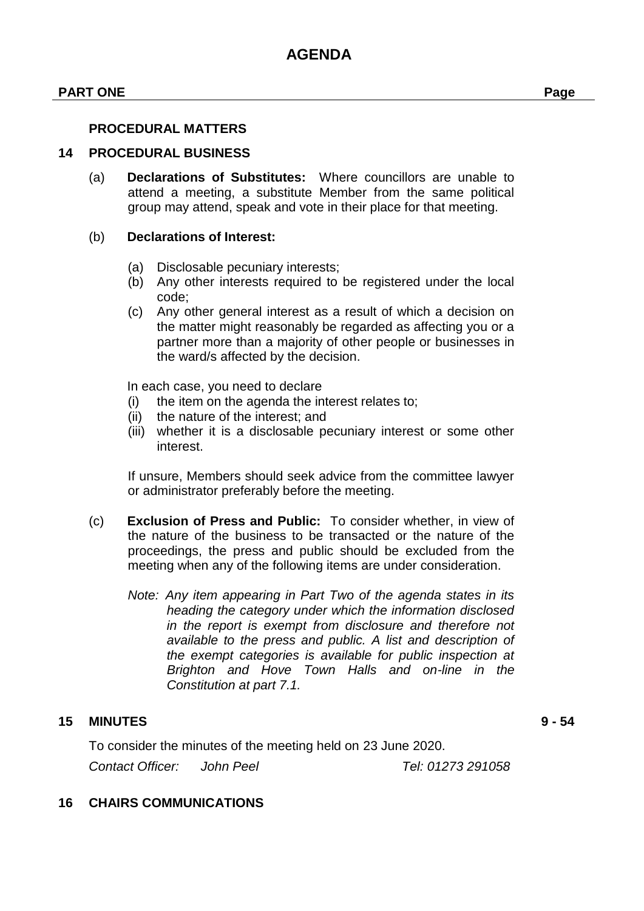# AGENDA

**PART ONE** **Page**

**PROCEDURAL MATTERS**

## 14 PROCEDURAL BUSINESS

(a) **Declarations of Substitutes:** Where councillors are unable to attend a meeting, a substitute Member from the same political group may attend, speak and vote in their place for that meeting.

(b) **Declarations of Interest:**

- (a) Disclosable pecuniary interests;
- (b) Any other interests required to be registered under the local code;
- (c) Any other general interest as a result of which a decision on the matter might reasonably be regarded as affecting you or a partner more than a majority of other people or businesses in the ward/s affected by the decision.

In each case, you need to declare

- (i) the item on the agenda the interest relates to;
- (ii) the nature of the interest; and
- (iii) whether it is a disclosable pecuniary interest or some other interest.

If unsure, Members should seek advice from the committee lawyer or administrator preferably before the meeting.

(c) **Exclusion of Press and Public:** To consider whether, in view of the nature of the business to be transacted or the nature of the proceedings, the press and public should be excluded from the meeting when any of the following items are under consideration.

*Note: Any item appearing in Part Two of the agenda states in its heading the category under which the information disclosed in the report is exempt from disclosure and therefore not available to the press and public. A list and description of the exempt categories is available for public inspection at Brighton and Hove Town Halls and on-line in the Constitution at part 7.1.*

## 15 MINUTES 9 - 54

To consider the minutes of the meeting held on 23 June 2020.

*Contact Officer: John Peel* *Tel: 01273 291058*

## 16 CHAIRS COMMUNICATIONS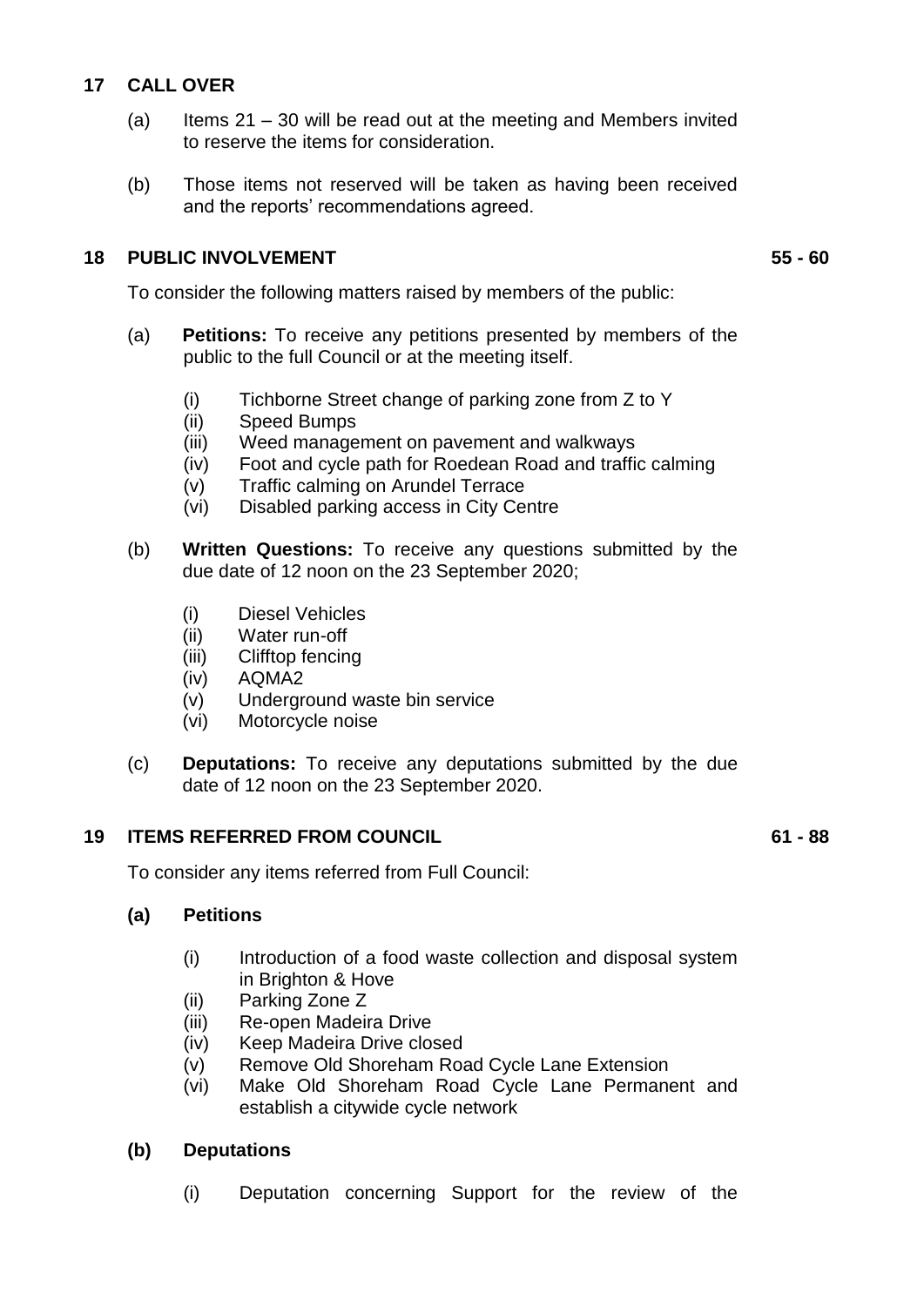## 17 CALL OVER

(a) Items 21 – 30 will be read out at the meeting and Members invited to reserve the items for consideration.

(b) Those items not reserved will be taken as having been received and the reports' recommendations agreed.

## 18 PUBLIC INVOLVEMENT — 55 - 60

To consider the following matters raised by members of the public:

(a) **Petitions:** To receive any petitions presented by members of the public to the full Council or at the meeting itself.

- (i) Tichborne Street change of parking zone from Z to Y
- (ii) Speed Bumps
- (iii) Weed management on pavement and walkways
- (iv) Foot and cycle path for Roedean Road and traffic calming
- (v) Traffic calming on Arundel Terrace
- (vi) Disabled parking access in City Centre

(b) **Written Questions:** To receive any questions submitted by the due date of 12 noon on the 23 September 2020;

- (i) Diesel Vehicles
- (ii) Water run-off
- (iii) Clifftop fencing
- (iv) AQMA2
- (v) Underground waste bin service
- (vi) Motorcycle noise

(c) **Deputations:** To receive any deputations submitted by the due date of 12 noon on the 23 September 2020.

## 19 ITEMS REFERRED FROM COUNCIL — 61 - 88

To consider any items referred from Full Council:

**(a) Petitions**

- (i) Introduction of a food waste collection and disposal system in Brighton & Hove
- (ii) Parking Zone Z
- (iii) Re-open Madeira Drive
- (iv) Keep Madeira Drive closed
- (v) Remove Old Shoreham Road Cycle Lane Extension
- (vi) Make Old Shoreham Road Cycle Lane Permanent and establish a citywide cycle network

**(b) Deputations**

- (i) Deputation concerning Support for the review of the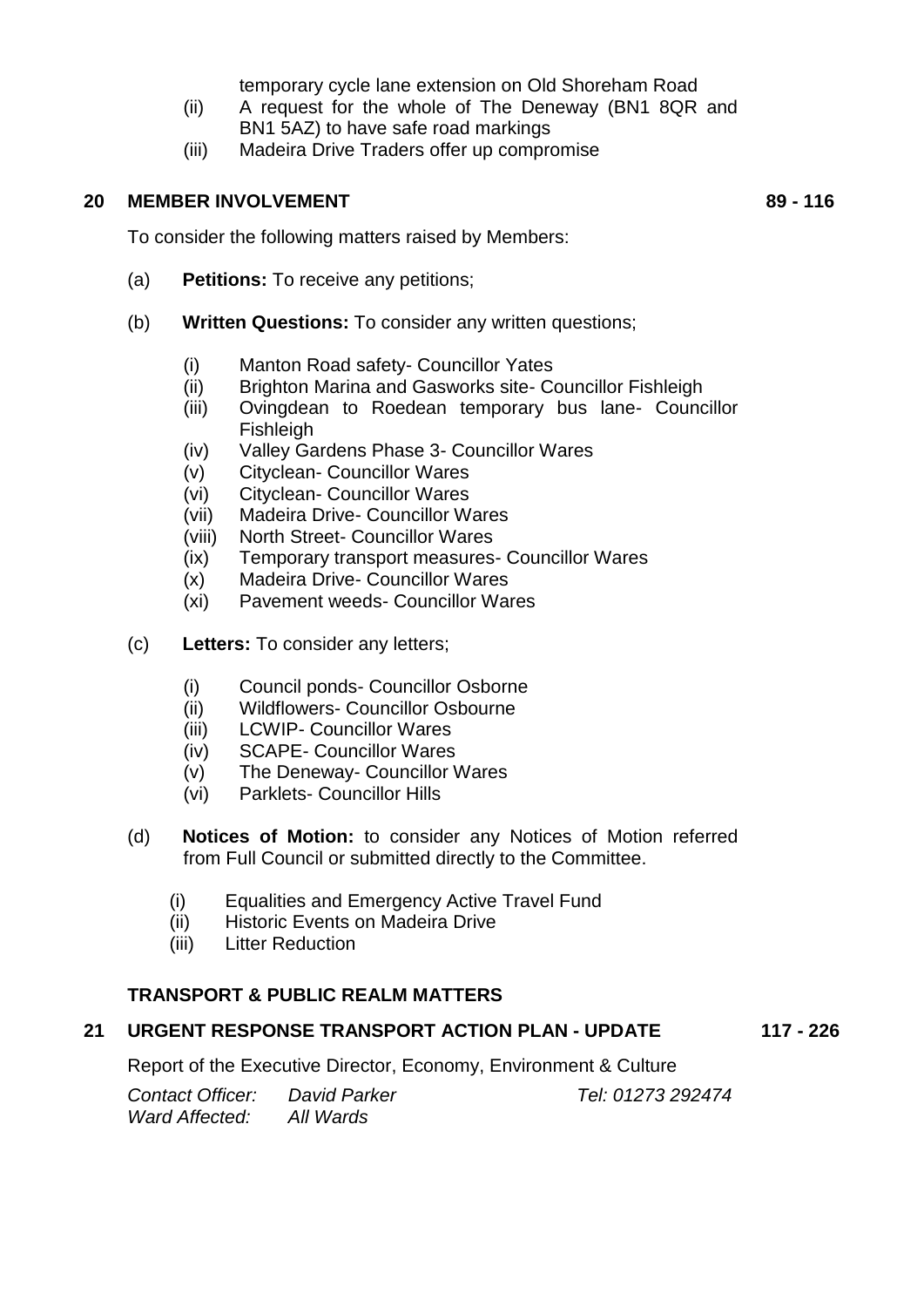temporary cycle lane extension on Old Shoreham Road

(ii) A request for the whole of The Deneway (BN1 8QR and BN1 5AZ) to have safe road markings

(iii) Madeira Drive Traders offer up compromise

## 20 MEMBER INVOLVEMENT 89 - 116

To consider the following matters raised by Members:

(a) **Petitions:** To receive any petitions;

(b) **Written Questions:** To consider any written questions;

- (i) Manton Road safety- Councillor Yates
- (ii) Brighton Marina and Gasworks site- Councillor Fishleigh
- (iii) Ovingdean to Roedean temporary bus lane- Councillor Fishleigh
- (iv) Valley Gardens Phase 3- Councillor Wares
- (v) Cityclean- Councillor Wares
- (vi) Cityclean- Councillor Wares
- (vii) Madeira Drive- Councillor Wares
- (viii) North Street- Councillor Wares
- (ix) Temporary transport measures- Councillor Wares
- (x) Madeira Drive- Councillor Wares
- (xi) Pavement weeds- Councillor Wares

(c) **Letters:** To consider any letters;

- (i) Council ponds- Councillor Osborne
- (ii) Wildflowers- Councillor Osbourne
- (iii) LCWIP- Councillor Wares
- (iv) SCAPE- Councillor Wares
- (v) The Deneway- Councillor Wares
- (vi) Parklets- Councillor Hills

(d) **Notices of Motion:** to consider any Notices of Motion referred from Full Council or submitted directly to the Committee.

- (i) Equalities and Emergency Active Travel Fund
- (ii) Historic Events on Madeira Drive
- (iii) Litter Reduction

### TRANSPORT & PUBLIC REALM MATTERS

## 21 URGENT RESPONSE TRANSPORT ACTION PLAN - UPDATE 117 - 226

Report of the Executive Director, Economy, Environment & Culture

*Contact Officer:* *David Parker* *Tel: 01273 292474*
*Ward Affected:* *All Wards*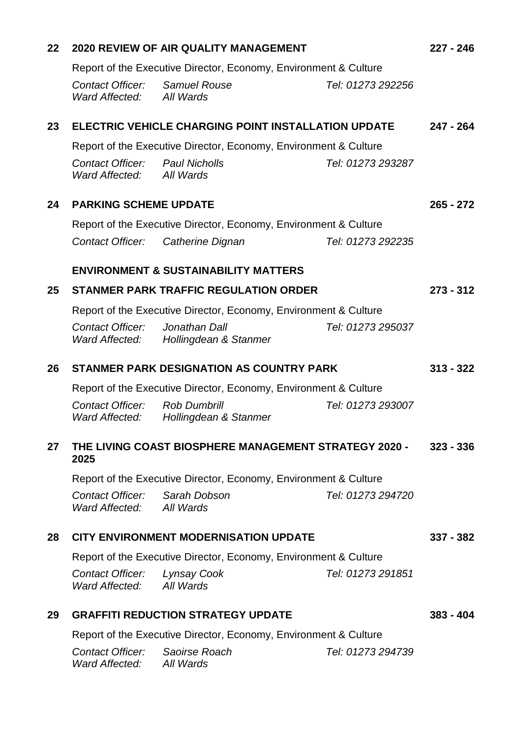**22 2020 REVIEW OF AIR QUALITY MANAGEMENT** **227 - 246**

Report of the Executive Director, Economy, Environment & Culture

*Contact Officer:* *Samuel Rouse* *Tel: 01273 292256*
*Ward Affected:* *All Wards*

**23 ELECTRIC VEHICLE CHARGING POINT INSTALLATION UPDATE** **247 - 264**

Report of the Executive Director, Economy, Environment & Culture

*Contact Officer:* *Paul Nicholls* *Tel: 01273 293287*
*Ward Affected:* *All Wards*

**24 PARKING SCHEME UPDATE** **265 - 272**

Report of the Executive Director, Economy, Environment & Culture

*Contact Officer:* *Catherine Dignan* *Tel: 01273 292235*

**ENVIRONMENT & SUSTAINABILITY MATTERS**

**25 STANMER PARK TRAFFIC REGULATION ORDER** **273 - 312**

Report of the Executive Director, Economy, Environment & Culture

*Contact Officer:* *Jonathan Dall* *Tel: 01273 295037*
*Ward Affected:* *Hollingdean & Stanmer*

**26 STANMER PARK DESIGNATION AS COUNTRY PARK** **313 - 322**

Report of the Executive Director, Economy, Environment & Culture

*Contact Officer:* *Rob Dumbrill* *Tel: 01273 293007*
*Ward Affected:* *Hollingdean & Stanmer*

**27 THE LIVING COAST BIOSPHERE MANAGEMENT STRATEGY 2020 - 2025** **323 - 336**

Report of the Executive Director, Economy, Environment & Culture

*Contact Officer:* *Sarah Dobson* *Tel: 01273 294720*
*Ward Affected:* *All Wards*

**28 CITY ENVIRONMENT MODERNISATION UPDATE** **337 - 382**

Report of the Executive Director, Economy, Environment & Culture

*Contact Officer:* *Lynsay Cook* *Tel: 01273 291851*
*Ward Affected:* *All Wards*

**29 GRAFFITI REDUCTION STRATEGY UPDATE** **383 - 404**

Report of the Executive Director, Economy, Environment & Culture

*Contact Officer:* *Saoirse Roach* *Tel: 01273 294739*
*Ward Affected:* *All Wards*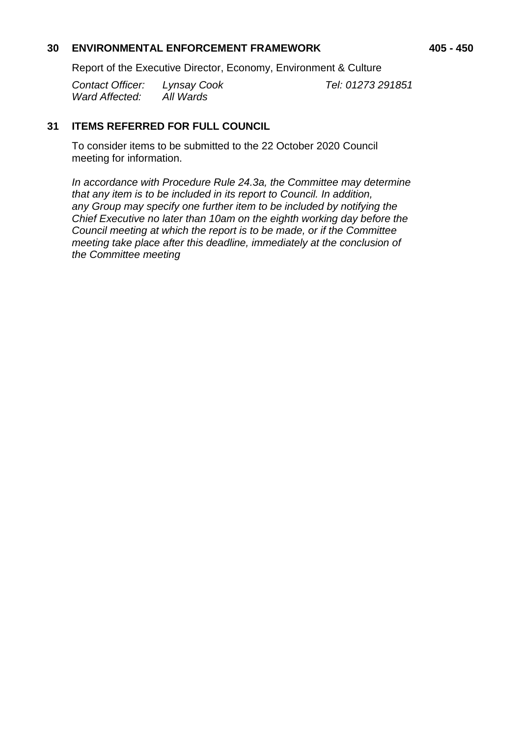## 30 ENVIRONMENTAL ENFORCEMENT FRAMEWORK 405 - 450

Report of the Executive Director, Economy, Environment & Culture

*Contact Officer: Lynsay Cook Tel: 01273 291851*
*Ward Affected: All Wards*

## 31 ITEMS REFERRED FOR FULL COUNCIL

To consider items to be submitted to the 22 October 2020 Council meeting for information.

*In accordance with Procedure Rule 24.3a, the Committee may determine that any item is to be included in its report to Council. In addition, any Group may specify one further item to be included by notifying the Chief Executive no later than 10am on the eighth working day before the Council meeting at which the report is to be made, or if the Committee meeting take place after this deadline, immediately at the conclusion of the Committee meeting*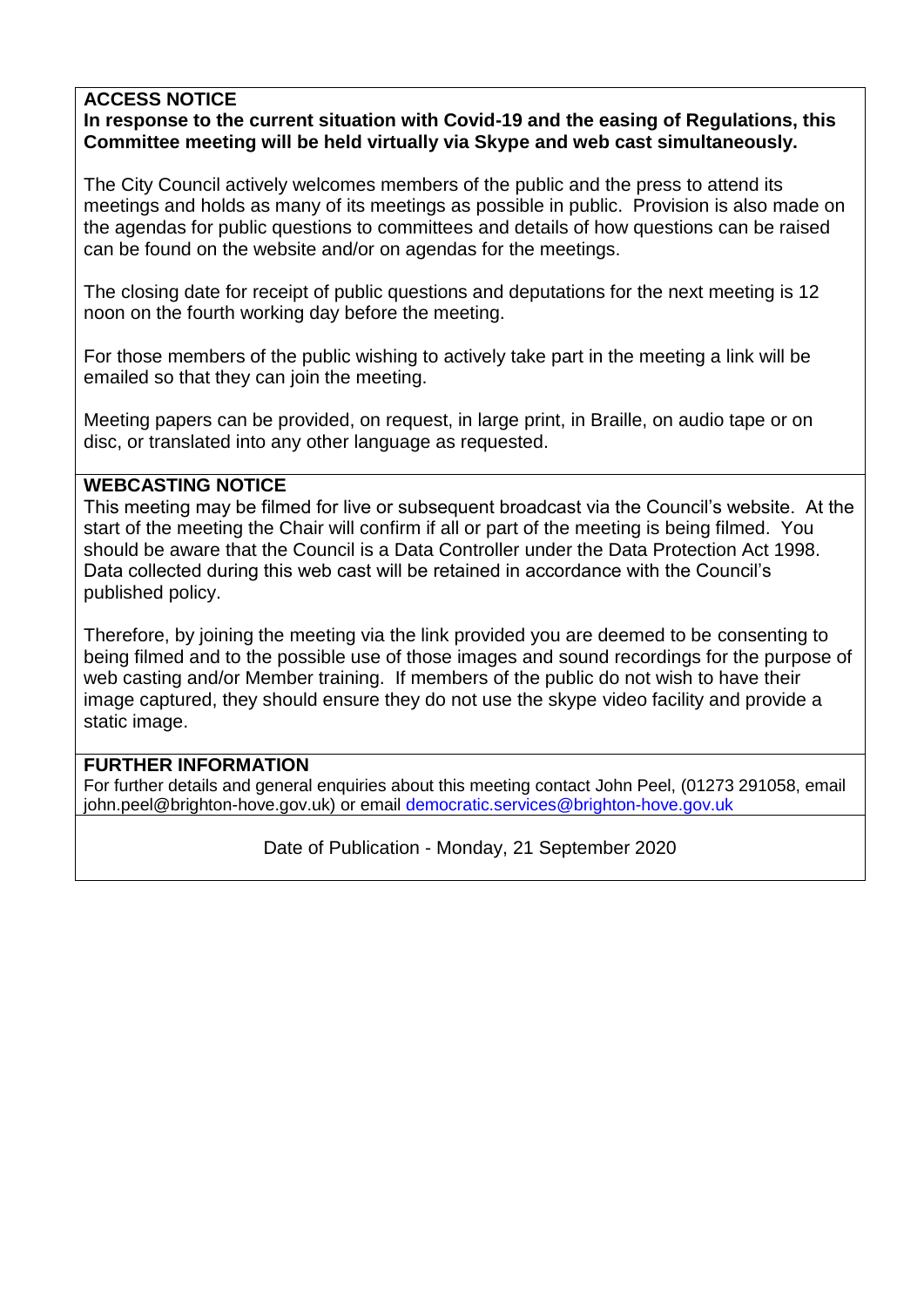## ACCESS NOTICE

**In response to the current situation with Covid-19 and the easing of Regulations, this Committee meeting will be held virtually via Skype and web cast simultaneously.**

The City Council actively welcomes members of the public and the press to attend its meetings and holds as many of its meetings as possible in public. Provision is also made on the agendas for public questions to committees and details of how questions can be raised can be found on the website and/or on agendas for the meetings.

The closing date for receipt of public questions and deputations for the next meeting is 12 noon on the fourth working day before the meeting.

For those members of the public wishing to actively take part in the meeting a link will be emailed so that they can join the meeting.

Meeting papers can be provided, on request, in large print, in Braille, on audio tape or on disc, or translated into any other language as requested.

## WEBCASTING NOTICE

This meeting may be filmed for live or subsequent broadcast via the Council's website. At the start of the meeting the Chair will confirm if all or part of the meeting is being filmed. You should be aware that the Council is a Data Controller under the Data Protection Act 1998. Data collected during this web cast will be retained in accordance with the Council's published policy.

Therefore, by joining the meeting via the link provided you are deemed to be consenting to being filmed and to the possible use of those images and sound recordings for the purpose of web casting and/or Member training. If members of the public do not wish to have their image captured, they should ensure they do not use the skype video facility and provide a static image.

## FURTHER INFORMATION

For further details and general enquiries about this meeting contact John Peel, (01273 291058, email john.peel@brighton-hove.gov.uk) or email democratic.services@brighton-hove.gov.uk

Date of Publication - Monday, 21 September 2020